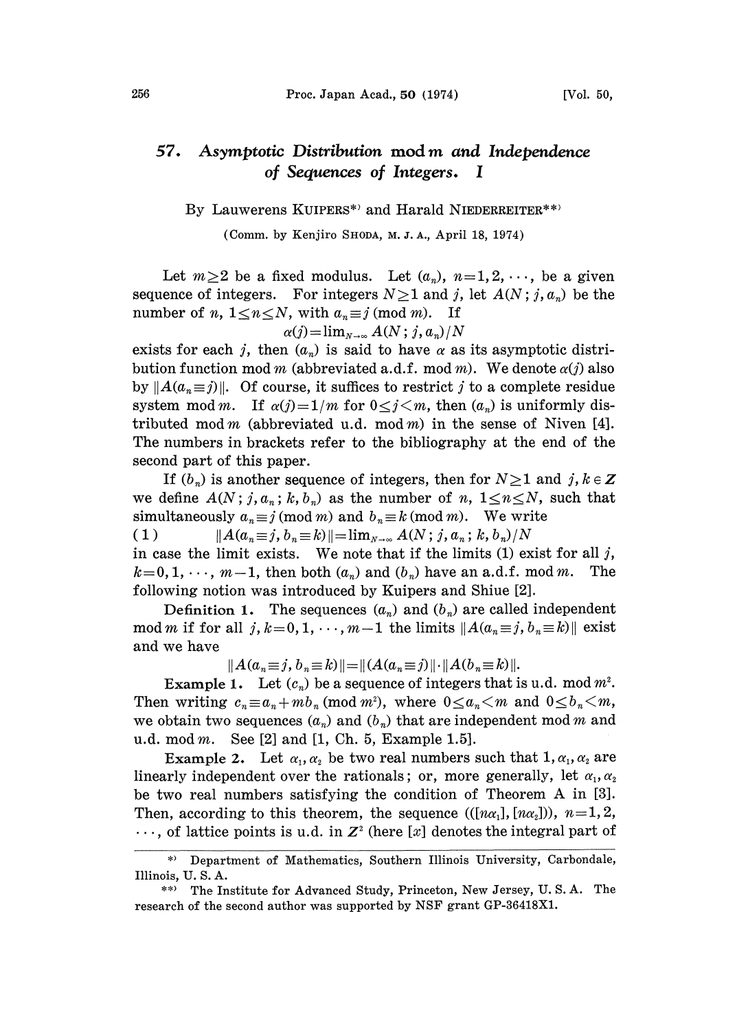# 57. Asymptotic Distribution mod $m$ and Independence of Sequences of Integers. I

By Lauwerens KUIPERS[\*)] and Harald NIEDERREITER[\*\*)]

(Comm. by Kenjiro SHODA, M. J. A., April 18, 1974)

Let $m \geq 2$ be a fixed modulus. Let $(a_n)$, $n=1,2,\cdots$, be a given sequence of integers. For integers $N \geq 1$ and $j$, let $A(N; j, a_n)$ be the number of $n$, $1 \leq n \leq N$, with $a_n \equiv j \pmod{m}$. If

$$\alpha(j) = \lim_{N\to\infty} A(N; j, a_n)/N$$

exists for each $j$, then $(a_n)$ is said to have $\alpha$ as its asymptotic distribution function mod $m$ (abbreviated a.d.f. mod $m$). We denote $\alpha(j)$ also by $\|A(a_n \equiv j)\|$. Of course, it suffices to restrict $j$ to a complete residue system mod $m$. If $\alpha(j) = 1/m$ for $0 \leq j < m$, then $(a_n)$ is uniformly distributed mod $m$ (abbreviated u.d. mod $m$) in the sense of Niven [4]. The numbers in brackets refer to the bibliography at the end of the second part of this paper.

If $(b_n)$ is another sequence of integers, then for $N \geq 1$ and $j, k \in \mathbf{Z}$ we define $A(N; j, a_n; k, b_n)$ as the number of $n$, $1 \leq n \leq N$, such that simultaneously $a_n \equiv j \pmod{m}$ and $b_n \equiv k \pmod{m}$. We write

$$(1) \qquad \|A(a_n \equiv j, b_n \equiv k)\| = \lim_{N\to\infty} A(N; j, a_n; k, b_n)/N$$

in case the limit exists. We note that if the limits (1) exist for all $j$, $k = 0, 1, \cdots, m-1$, then both $(a_n)$ and $(b_n)$ have an a.d.f. mod $m$. The following notion was introduced by Kuipers and Shiue [2].

**Definition 1.** The sequences $(a_n)$ and $(b_n)$ are called independent mod $m$ if for all $j, k = 0, 1, \cdots, m-1$ the limits $\|A(a_n \equiv j, b_n \equiv k)\|$ exist and we have

$$\|A(a_n \equiv j, b_n \equiv k)\| = \|(A(a_n \equiv j)\| \cdot \|A(b_n \equiv k)\|.$$

**Example 1.** Let $(c_n)$ be a sequence of integers that is u.d. mod $m^2$. Then writing $c_n \equiv a_n + mb_n \pmod{m^2}$, where $0 \leq a_n < m$ and $0 \leq b_n < m$, we obtain two sequences $(a_n)$ and $(b_n)$ that are independent mod $m$ and u.d. mod $m$. See [2] and [1, Ch. 5, Example 1.5].

**Example 2.** Let $\alpha_1, \alpha_2$ be two real numbers such that $1, \alpha_1, \alpha_2$ are linearly independent over the rationals; or, more generally, let $\alpha_1, \alpha_2$ be two real numbers satisfying the condition of Theorem A in [3]. Then, according to this theorem, the sequence $(([n\alpha_1], [n\alpha_2]))$, $n=1,2,\cdots$, of lattice points is u.d. in $\mathbf{Z}^2$ (here $[x]$ denotes the integral part of

---

\*) Department of Mathematics, Southern Illinois University, Carbondale, Illinois, U. S. A.

\*\*) The Institute for Advanced Study, Princeton, New Jersey, U. S. A. The research of the second author was supported by NSF grant GP-36418X1.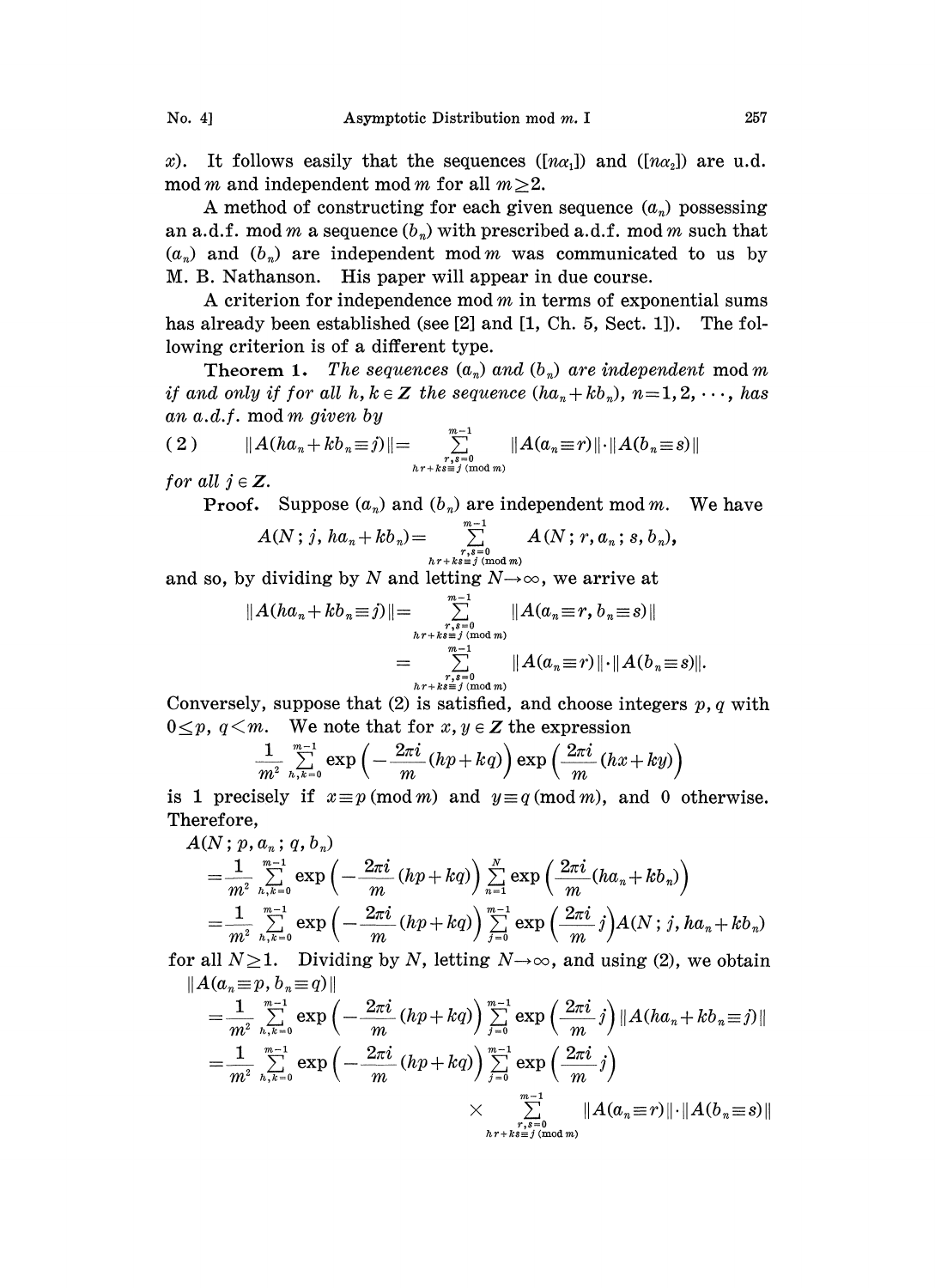$x$). It follows easily that the sequences $([n\alpha_1])$ and $([n\alpha_2])$ are u.d. mod $m$ and independent mod $m$ for all $m \geq 2$.

A method of constructing for each given sequence $(a_n)$ possessing an a.d.f. mod $m$ a sequence $(b_n)$ with prescribed a.d.f. mod $m$ such that $(a_n)$ and $(b_n)$ are independent mod $m$ was communicated to us by M. B. Nathanson. His paper will appear in due course.

A criterion for independence mod $m$ in terms of exponential sums has already been established (see [2] and [1, Ch. 5, Sect. 1]). The following criterion is of a different type.

**Theorem 1.** *The sequences $(a_n)$ and $(b_n)$ are independent* mod $m$ *if and only if for all $h, k \in \mathbf{Z}$ the sequence $(ha_n + kb_n)$, $n = 1, 2, \cdots$, has an a.d.f.* mod $m$ *given by*

$$(2) \qquad \|A(ha_n + kb_n \equiv j)\| = \sum_{\substack{r,s=0 \\ hr+ks \equiv j \ (\mathrm{mod}\ m)}}^{m-1} \|A(a_n \equiv r)\| \cdot \|A(b_n \equiv s)\|$$

*for all $j \in \mathbf{Z}$.*

**Proof.** Suppose $(a_n)$ and $(b_n)$ are independent mod $m$. We have

$$A(N; j, ha_n + kb_n) = \sum_{\substack{r,s=0 \\ hr+ks \equiv j \ (\mathrm{mod}\ m)}}^{m-1} A(N; r, a_n; s, b_n),$$

and so, by dividing by $N$ and letting $N \to \infty$, we arrive at

$$\begin{aligned} \|A(ha_n + kb_n \equiv j)\| &= \sum_{\substack{r,s=0 \\ hr+ks \equiv j \ (\mathrm{mod}\ m)}}^{m-1} \|A(a_n \equiv r, b_n \equiv s)\| \\ &= \sum_{\substack{r,s=0 \\ hr+ks \equiv j \ (\mathrm{mod}\ m)}}^{m-1} \|A(a_n \equiv r)\| \cdot \|A(b_n \equiv s)\|. \end{aligned}$$

Conversely, suppose that (2) is satisfied, and choose integers $p, q$ with $0 \leq p,\ q < m$. We note that for $x, y \in \mathbf{Z}$ the expression

$$\frac{1}{m^2} \sum_{h,k=0}^{m-1} \exp\left(-\frac{2\pi i}{m}(hp + kq)\right) \exp\left(\frac{2\pi i}{m}(hx + ky)\right)$$

is 1 precisely if $x \equiv p \ (\mathrm{mod}\ m)$ and $y \equiv q \ (\mathrm{mod}\ m)$, and 0 otherwise. Therefore,

$$\begin{aligned} &A(N; p, a_n; q, b_n) \\ &= \frac{1}{m^2} \sum_{h,k=0}^{m-1} \exp\left(-\frac{2\pi i}{m}(hp + kq)\right) \sum_{n=1}^{N} \exp\left(\frac{2\pi i}{m}(ha_n + kb_n)\right) \\ &= \frac{1}{m^2} \sum_{h,k=0}^{m-1} \exp\left(-\frac{2\pi i}{m}(hp + kq)\right) \sum_{j=0}^{m-1} \exp\left(\frac{2\pi i}{m} j\right) A(N; j, ha_n + kb_n) \end{aligned}$$

for all $N \geq 1$. Dividing by $N$, letting $N \to \infty$, and using (2), we obtain

$$\begin{aligned} &\|A(a_n \equiv p, b_n \equiv q)\| \\ &= \frac{1}{m^2} \sum_{h,k=0}^{m-1} \exp\left(-\frac{2\pi i}{m}(hp + kq)\right) \sum_{j=0}^{m-1} \exp\left(\frac{2\pi i}{m} j\right) \|A(ha_n + kb_n \equiv j)\| \\ &= \frac{1}{m^2} \sum_{h,k=0}^{m-1} \exp\left(-\frac{2\pi i}{m}(hp + kq)\right) \sum_{j=0}^{m-1} \exp\left(\frac{2\pi i}{m} j\right) \\ &\qquad \times \sum_{\substack{r,s=0 \\ hr+ks \equiv j \ (\mathrm{mod}\ m)}}^{m-1} \|A(a_n \equiv r)\| \cdot \|A(b_n \equiv s)\| \end{aligned}$$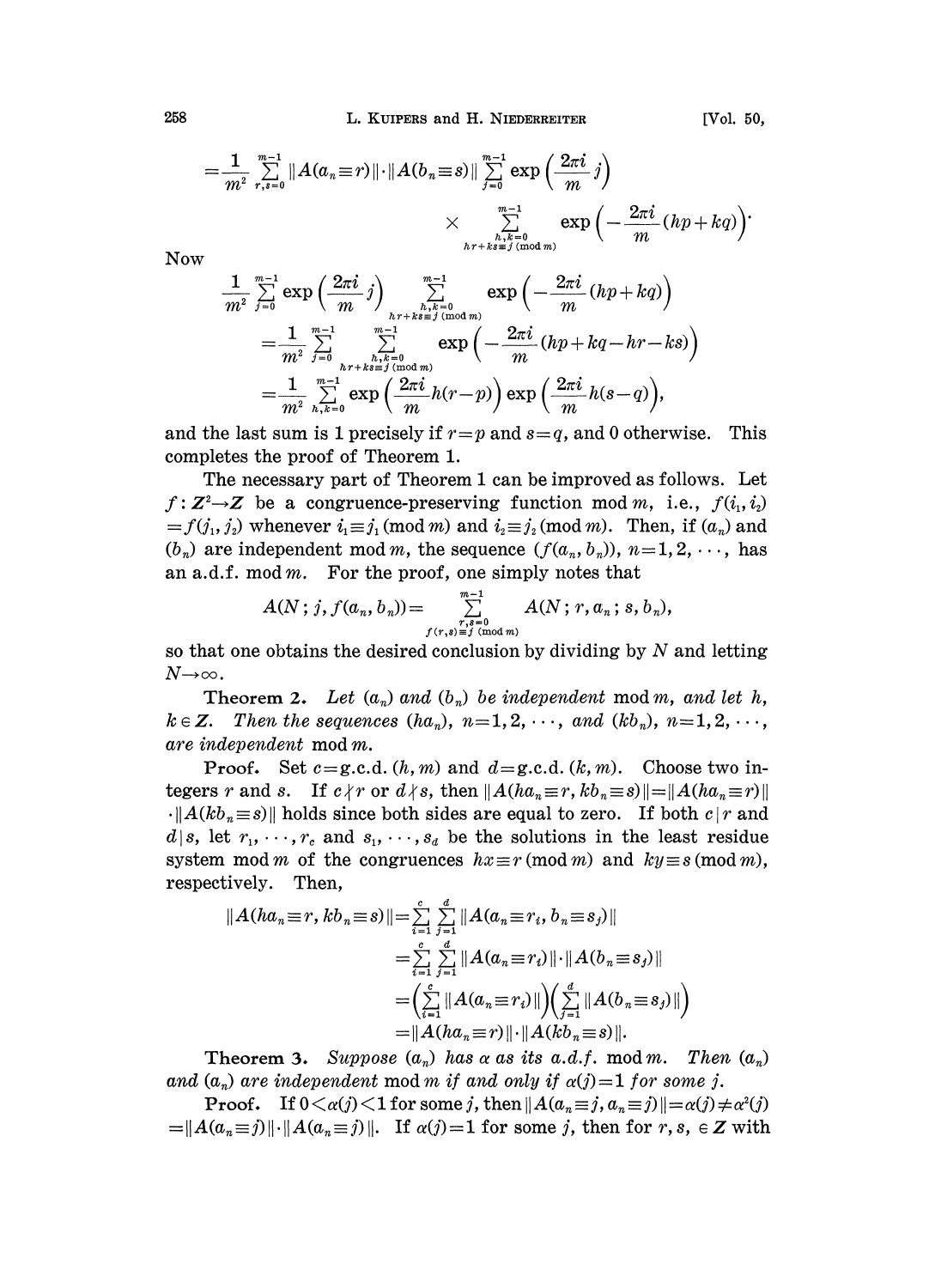$$= \frac{1}{m^2} \sum_{r,s=0}^{m-1} \|A(a_n \equiv r)\| \cdot \|A(b_n \equiv s)\| \sum_{j=0}^{m-1} \exp\left(\frac{2\pi i}{m} j\right) \times \sum_{\substack{h,k=0 \\ hr+ks \equiv j \pmod m}}^{m-1} \exp\left(-\frac{2\pi i}{m}(hp+kq)\right).$$

Now

$$\frac{1}{m^2} \sum_{j=0}^{m-1} \exp\left(\frac{2\pi i}{m} j\right) \sum_{\substack{h,k=0 \\ hr+ks \equiv j \pmod m}}^{m-1} \exp\left(-\frac{2\pi i}{m}(hp+kq)\right)$$
$$= \frac{1}{m^2} \sum_{j=0}^{m-1} \sum_{\substack{h,k=0 \\ hr+ks \equiv j \pmod m}}^{m-1} \exp\left(-\frac{2\pi i}{m}(hp+kq-hr-ks)\right)$$
$$= \frac{1}{m^2} \sum_{h,k=0}^{m-1} \exp\left(\frac{2\pi i}{m} h(r-p)\right) \exp\left(\frac{2\pi i}{m} h(s-q)\right),$$

and the last sum is 1 precisely if $r=p$ and $s=q$, and 0 otherwise. This completes the proof of Theorem 1.

The necessary part of Theorem 1 can be improved as follows. Let $f: \mathbf{Z}^2 \to \mathbf{Z}$ be a congruence-preserving function mod $m$, i.e., $f(i_1, i_2) = f(j_1, j_2)$ whenever $i_1 \equiv j_1 \pmod m$ and $i_2 \equiv j_2 \pmod m$. Then, if $(a_n)$ and $(b_n)$ are independent mod $m$, the sequence $(f(a_n, b_n))$, $n=1,2,\cdots$, has an a.d.f. mod $m$. For the proof, one simply notes that

$$A(N; j, f(a_n, b_n)) = \sum_{\substack{r,s=0 \\ f(r,s) \equiv j \pmod m}}^{m-1} A(N; r, a_n; s, b_n),$$

so that one obtains the desired conclusion by dividing by $N$ and letting $N \to \infty$.

**Theorem 2.** *Let $(a_n)$ and $(b_n)$ be independent* mod $m$, *and let $h$, $k \in \mathbf{Z}$. Then the sequences $(ha_n)$, $n=1,2,\cdots$, and $(kb_n)$, $n=1,2,\cdots$, are independent* mod $m$.

**Proof.** Set $c = \text{g.c.d.}(h, m)$ and $d = \text{g.c.d.}(k, m)$. Choose two integers $r$ and $s$. If $c \nmid r$ or $d \nmid s$, then $\|A(ha_n \equiv r, kb_n \equiv s)\| = \|A(ha_n \equiv r)\| \cdot \|A(kb_n \equiv s)\|$ holds since both sides are equal to zero. If both $c \mid r$ and $d \mid s$, let $r_1, \cdots, r_c$ and $s_1, \cdots, s_d$ be the solutions in the least residue system mod $m$ of the congruences $hx \equiv r \pmod m$ and $ky \equiv s \pmod m$, respectively. Then,

$$\begin{aligned}
\|A(ha_n \equiv r, kb_n \equiv s)\| &= \sum_{i=1}^{c} \sum_{j=1}^{d} \|A(a_n \equiv r_i, b_n \equiv s_j)\| \\
&= \sum_{i=1}^{c} \sum_{j=1}^{d} \|A(a_n \equiv r_i)\| \cdot \|A(b_n \equiv s_j)\| \\
&= \left(\sum_{i=1}^{c} \|A(a_n \equiv r_i)\|\right)\left(\sum_{j=1}^{d} \|A(b_n \equiv s_j)\|\right) \\
&= \|A(ha_n \equiv r)\| \cdot \|A(kb_n \equiv s)\|.
\end{aligned}$$

**Theorem 3.** *Suppose $(a_n)$ has $\alpha$ as its a.d.f.* mod $m$. *Then $(a_n)$ and $(a_n)$ are independent* mod $m$ *if and only if $\alpha(j)=1$ for some $j$.*

**Proof.** If $0 < \alpha(j) < 1$ for some $j$, then $\|A(a_n \equiv j, a_n \equiv j)\| = \alpha(j) \neq \alpha^2(j) = \|A(a_n \equiv j)\| \cdot \|A(a_n \equiv j)\|$. If $\alpha(j)=1$ for some $j$, then for $r, s, \in \mathbf{Z}$ with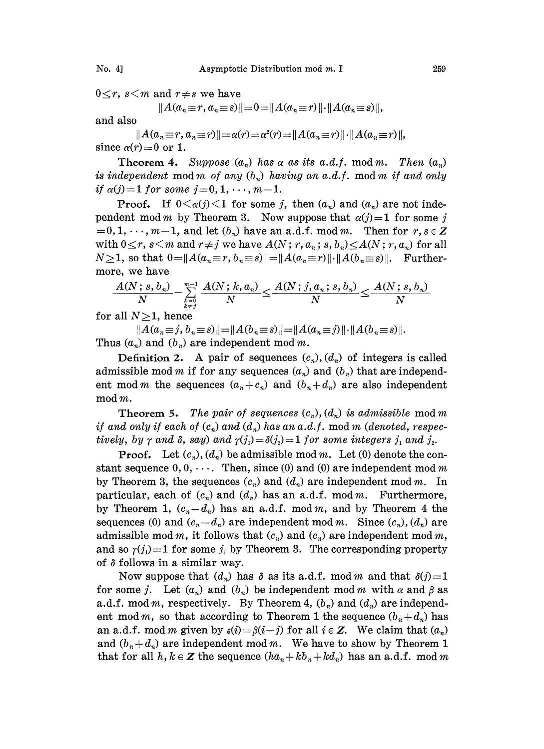$0 \leq r, s < m$ and $r \neq s$ we have

$$\|A(a_n \equiv r, a_n \equiv s)\| = 0 = \|A(a_n \equiv r)\| \cdot \|A(a_n \equiv s)\|,$$

and also

$$\|A(a_n \equiv r, a_n \equiv r)\| = \alpha(r) = \alpha^2(r) = \|A(a_n \equiv r)\| \cdot \|A(a_n \equiv r)\|,$$

since $\alpha(r) = 0$ or $1$.

**Theorem 4.** *Suppose $(a_n)$ has $\alpha$ as its a.d.f.* mod $m$. *Then $(a_n)$ is independent* mod $m$ *of any $(b_n)$ having an a.d.f.* mod $m$ *if and only if $\alpha(j) = 1$ for some $j = 0, 1, \cdots, m-1$.*

**Proof.** If $0 < \alpha(j) < 1$ for some $j$, then $(a_n)$ and $(a_n)$ are not independent mod $m$ by Theorem 3. Now suppose that $\alpha(j) = 1$ for some $j = 0, 1, \cdots, m-1$, and let $(b_n)$ have an a.d.f. mod $m$. Then for $r, s \in \boldsymbol{Z}$ with $0 \leq r, s < m$ and $r \neq j$ we have $A(N; r, a_n; s, b_n) \leq A(N; r, a_n)$ for all $N \geq 1$, so that $0 = \|A(a_n \equiv r, b_n \equiv s)\| = \|A(a_n \equiv r)\| \cdot \|A(b_n \equiv s)\|$. Furthermore, we have

$$\frac{A(N; s, b_n)}{N} - \sum_{\substack{k=0 \\ k \neq j}}^{m-1} \frac{A(N; k, a_n)}{N} \leq \frac{A(N; j, a_n; s, b_n)}{N} \leq \frac{A(N; s, b_n)}{N}$$

for all $N \geq 1$, hence

$$\|A(a_n \equiv j, b_n \equiv s)\| = \|A(b_n \equiv s)\| = \|A(a_n \equiv j)\| \cdot \|A(b_n \equiv s)\|.$$

Thus $(a_n)$ and $(b_n)$ are independent mod $m$.

**Definition 2.** A pair of sequences $(c_n), (d_n)$ of integers is called admissible mod $m$ if for any sequences $(a_n)$ and $(b_n)$ that are independent mod $m$ the sequences $(a_n + c_n)$ and $(b_n + d_n)$ are also independent mod $m$.

**Theorem 5.** *The pair of sequences $(c_n), (d_n)$ is admissible* mod $m$ *if and only if each of $(c_n)$ and $(d_n)$ has an a.d.f.* mod $m$ *(denoted, respectively, by $\gamma$ and $\delta$, say) and $\gamma(j_1) = \delta(j_2) = 1$ for some integers $j_1$ and $j_2$.*

**Proof.** Let $(c_n), (d_n)$ be admissible mod $m$. Let $(0)$ denote the constant sequence $0, 0, \cdots$. Then, since $(0)$ and $(0)$ are independent mod $m$ by Theorem 3, the sequences $(c_n)$ and $(d_n)$ are independent mod $m$. In particular, each of $(c_n)$ and $(d_n)$ has an a.d.f. mod $m$. Furthermore, by Theorem 1, $(c_n - d_n)$ has an a.d.f. mod $m$, and by Theorem 4 the sequences $(0)$ and $(c_n - d_n)$ are independent mod $m$. Since $(c_n), (d_n)$ are admissible mod $m$, it follows that $(c_n)$ and $(c_n)$ are independent mod $m$, and so $\gamma(j_1) = 1$ for some $j_1$ by Theorem 3. The corresponding property of $\delta$ follows in a similar way.

Now suppose that $(d_n)$ has $\delta$ as its a.d.f. mod $m$ and that $\delta(j) = 1$ for some $j$. Let $(a_n)$ and $(b_n)$ be independent mod $m$ with $\alpha$ and $\beta$ as a.d.f. mod $m$, respectively. By Theorem 4, $(b_n)$ and $(d_n)$ are independent mod $m$, so that according to Theorem 1 the sequence $(b_n + d_n)$ has an a.d.f. mod $m$ given by $\varepsilon(i) = \beta(i - j)$ for all $i \in \boldsymbol{Z}$. We claim that $(a_n)$ and $(b_n + d_n)$ are independent mod $m$. We have to show by Theorem 1 that for all $h, k \in \boldsymbol{Z}$ the sequence $(ha_n + kb_n + kd_n)$ has an a.d.f. mod $m$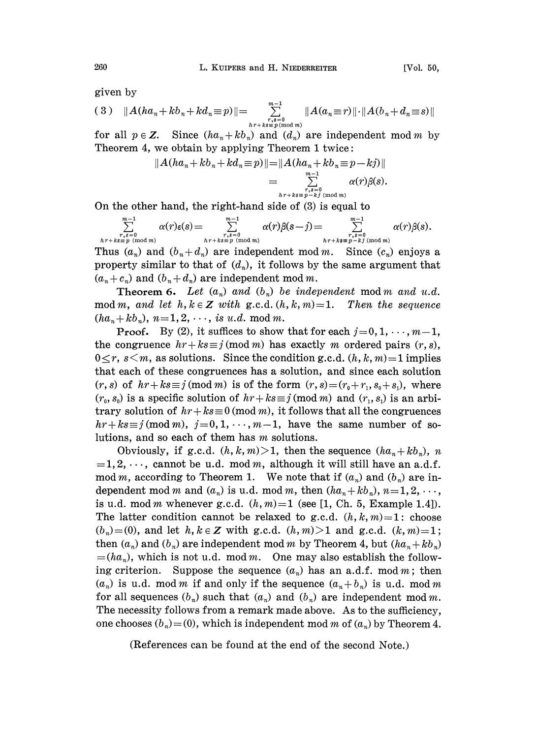given by

$$(3)\quad \|A(ha_n+kb_n+kd_n\equiv p)\| = \sum_{\substack{r,s=0\\ hr+ks\equiv p\ (\mathrm{mod}\ m)}}^{m-1} \|A(a_n\equiv r)\|\cdot\|A(b_n+d_n\equiv s)\|$$

for all $p\in \boldsymbol{Z}$. Since $(ha_n+kb_n)$ and $(d_n)$ are independent $\mathrm{mod}\ m$ by Theorem 4, we obtain by applying Theorem 1 twice:

$$\|A(ha_n+kb_n+kd_n\equiv p)\| = \|A(ha_n+kb_n\equiv p-kj)\|$$
$$= \sum_{\substack{r,s=0\\ hr+ks\equiv p-kj\ (\mathrm{mod}\ m)}}^{m-1} \alpha(r)\beta(s).$$

On the other hand, the right-hand side of (3) is equal to

$$\sum_{\substack{r,s=0\\ hr+ks\equiv p\ (\mathrm{mod}\ m)}}^{m-1} \alpha(r)\varepsilon(s) = \sum_{\substack{r,s=0\\ hr+ks\equiv p\ (\mathrm{mod}\ m)}}^{m-1} \alpha(r)\beta(s-j) = \sum_{\substack{r,s=0\\ hr+ks\equiv p-kj\ (\mathrm{mod}\ m)}}^{m-1} \alpha(r)\beta(s).$$

Thus $(a_n)$ and $(b_n+d_n)$ are independent $\mathrm{mod}\ m$. Since $(c_n)$ enjoys a property similar to that of $(d_n)$, it follows by the same argument that $(a_n+c_n)$ and $(b_n+d_n)$ are independent $\mathrm{mod}\ m$.

**Theorem 6.** *Let $(a_n)$ and $(b_n)$ be independent* $\mathrm{mod}\ m$ *and u.d.* $\mathrm{mod}\ m$, *and let $h, k\in \boldsymbol{Z}$ with* g.c.d. $(h,k,m)=1$. *Then the sequence $(ha_n+kb_n)$, $n=1,2,\cdots$, is u.d.* $\mathrm{mod}\ m$.

**Proof.** By (2), it suffices to show that for each $j=0,1,\cdots,m-1$, the congruence $hr+ks\equiv j\ (\mathrm{mod}\ m)$ has exactly $m$ ordered pairs $(r,s)$, $0\le r$, $s<m$, as solutions. Since the condition g.c.d. $(h,k,m)=1$ implies that each of these congruences has a solution, and since each solution $(r,s)$ of $hr+ks\equiv j\ (\mathrm{mod}\ m)$ is of the form $(r,s)=(r_0+r_1, s_0+s_1)$, where $(r_0,s_0)$ is a specific solution of $hr+ks\equiv j\ (\mathrm{mod}\ m)$ and $(r_1,s_1)$ is an arbitrary solution of $hr+ks\equiv 0\ (\mathrm{mod}\ m)$, it follows that all the congruences $hr+ks\equiv j\ (\mathrm{mod}\ m)$, $j=0,1,\cdots,m-1$, have the same number of solutions, and so each of them has $m$ solutions.

Obviously, if g.c.d. $(h,k,m)>1$, then the sequence $(ha_n+kb_n)$, $n=1,2,\cdots$, cannot be u.d. $\mathrm{mod}\ m$, although it will still have an a.d.f. $\mathrm{mod}\ m$, according to Theorem 1. We note that if $(a_n)$ and $(b_n)$ are independent $\mathrm{mod}\ m$ and $(a_n)$ is u.d. $\mathrm{mod}\ m$, then $(ha_n+kb_n)$, $n=1,2,\cdots$, is u.d. $\mathrm{mod}\ m$ whenever g.c.d. $(h,m)=1$ (see [1, Ch. 5, Example 1.4]). The latter condition cannot be relaxed to g.c.d. $(h,k,m)=1$: choose $(b_n)=(0)$, and let $h,k\in \boldsymbol{Z}$ with g.c.d. $(h,m)>1$ and g.c.d. $(k,m)=1$; then $(a_n)$ and $(b_n)$ are independent $\mathrm{mod}\ m$ by Theorem 4, but $(ha_n+kb_n)=(ha_n)$, which is not u.d. $\mathrm{mod}\ m$. One may also establish the following criterion. Suppose the sequence $(a_n)$ has an a.d.f. $\mathrm{mod}\ m$; then $(a_n)$ is u.d. $\mathrm{mod}\ m$ if and only if the sequence $(a_n+b_n)$ is u.d. $\mathrm{mod}\ m$ for all sequences $(b_n)$ such that $(a_n)$ and $(b_n)$ are independent $\mathrm{mod}\ m$. The necessity follows from a remark made above. As to the sufficiency, one chooses $(b_n)=(0)$, which is independent $\mathrm{mod}\ m$ of $(a_n)$ by Theorem 4.

(References can be found at the end of the second Note.)